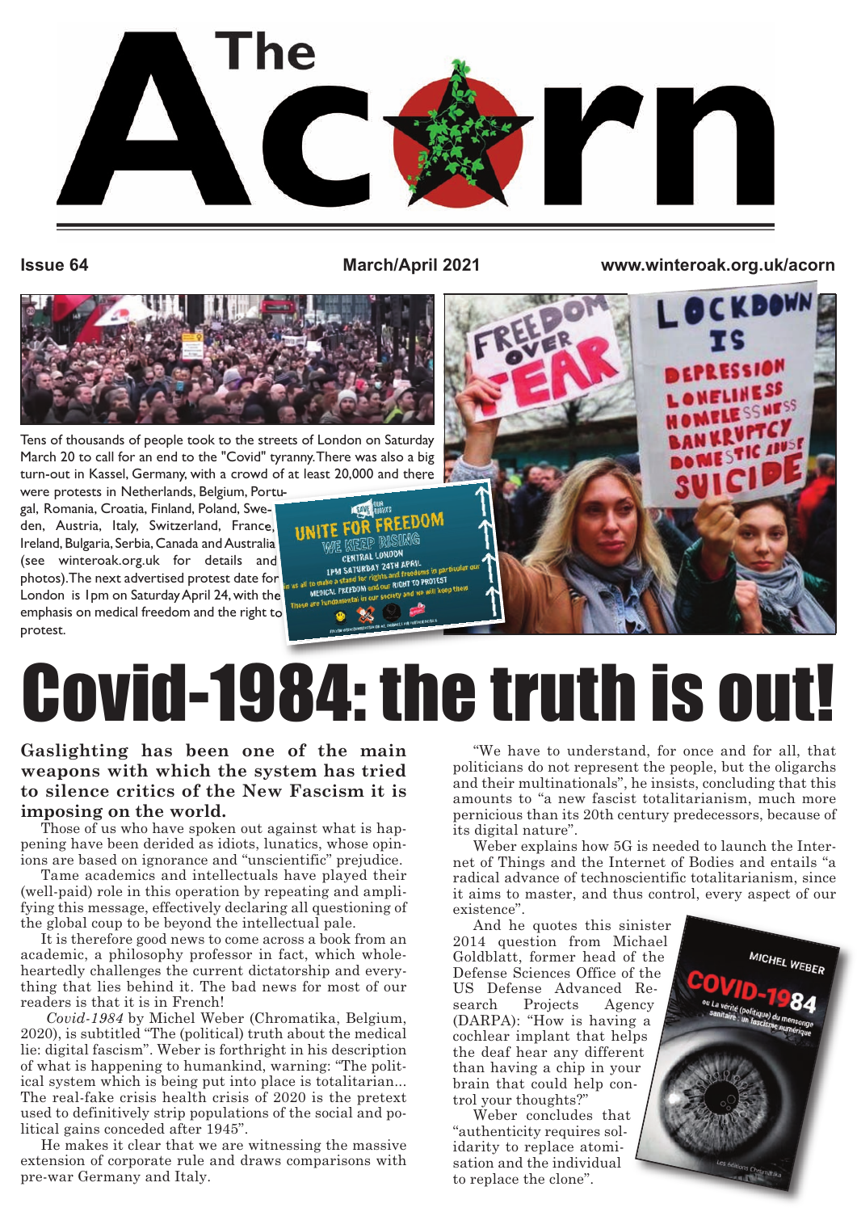# The Acorn

**Issue 64** | **March/April 2021** | **www.winteroak.org.uk/acorn**

Tens of thousands of people took to the streets of London on Saturday March 20 to call for an end to the "Covid" tyranny. There was also a big turn-out in Kassel, Germany, with a crowd of at least 20,000 and there were protests in Netherlands, Belgium, Portugal, Romania, Croatia, Finland, Poland, Sweden, Austria, Italy, Switzerland, France, Ireland, Bulgaria, Serbia, Canada and Australia (see winteroak.org.uk for details and photos). The next advertised protest date for London is 1pm on Saturday April 24, with the emphasis on medical freedom and the right to protest.

# Covid-1984: the truth is out!

**Gaslighting has been one of the main weapons with which the system has tried to silence critics of the New Fascism it is imposing on the world.**

Those of us who have spoken out against what is happening have been derided as idiots, lunatics, whose opinions are based on ignorance and "unscientific" prejudice.

Tame academics and intellectuals have played their (well-paid) role in this operation by repeating and amplifying this message, effectively declaring all questioning of the global coup to be beyond the intellectual pale.

It is therefore good news to come across a book from an academic, a philosophy professor in fact, which wholeheartedly challenges the current dictatorship and everything that lies behind it. The bad news for most of our readers is that it is in French!

*Covid-1984* by Michel Weber (Chromatika, Belgium, 2020), is subtitled "The (political) truth about the medical lie: digital fascism". Weber is forthright in his description of what is happening to humankind, warning: "The political system which is being put into place is totalitarian... The real-fake crisis health crisis of 2020 is the pretext used to definitively strip populations of the social and political gains conceded after 1945".

He makes it clear that we are witnessing the massive extension of corporate rule and draws comparisons with pre-war Germany and Italy.

"We have to understand, for once and for all, that politicians do not represent the people, but the oligarchs and their multinationals", he insists, concluding that this amounts to "a new fascist totalitarianism, much more pernicious than its 20th century predecessors, because of its digital nature".

Weber explains how 5G is needed to launch the Internet of Things and the Internet of Bodies and entails "a radical advance of technoscientific totalitarianism, since it aims to master, and thus control, every aspect of our existence".

And he quotes this sinister 2014 question from Michael Goldblatt, former head of the Defense Sciences Office of the US Defense Advanced Research Projects Agency (DARPA): "How is having a cochlear implant that helps the deaf hear any different than having a chip in your brain that could help control your thoughts?"

Weber concludes that "authenticity requires solidarity to replace atomisation and the individual to replace the clone".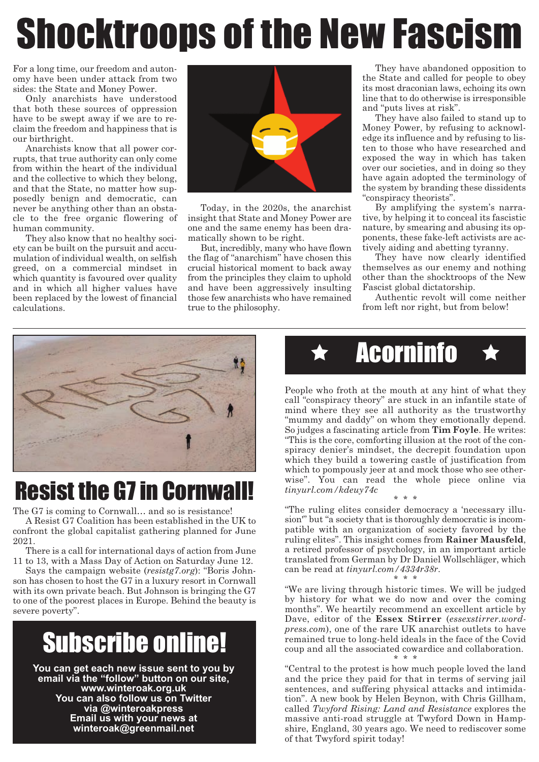# Shocktroops of the New Fascism

For a long time, our freedom and autonomy have been under attack from two sides: the State and Money Power.

Only anarchists have understood that both these sources of oppression have to be swept away if we are to reclaim the freedom and happiness that is our birthright.

Anarchists know that all power corrupts, that true authority can only come from within the heart of the individual and the collective to which they belong, and that the State, no matter how supposedly benign and democratic, can never be anything other than an obstacle to the free organic flowering of human community.

They also know that no healthy society can be built on the pursuit and accumulation of individual wealth, on selfish greed, on a commercial mindset in which quantity is favoured over quality and in which all higher values have been replaced by the lowest of financial calculations.

Today, in the 2020s, the anarchist insight that State and Money Power are one and the same enemy has been dramatically shown to be right.

But, incredibly, many who have flown the flag of "anarchism" have chosen this crucial historical moment to back away from the principles they claim to uphold and have been aggressively insulting those few anarchists who have remained true to the philosophy.

They have abandoned opposition to the State and called for people to obey its most draconian laws, echoing its own line that to do otherwise is irresponsible and "puts lives at risk".

They have also failed to stand up to Money Power, by refusing to acknowledge its influence and by refusing to listen to those who have researched and exposed the way in which has taken over our societies, and in doing so they have again adopted the terminology of the system by branding these dissidents "conspiracy theorists".

By amplifying the system's narrative, by helping it to conceal its fascistic nature, by smearing and abusing its opponents, these fake-left activists are actively aiding and abetting tyranny.

They have now clearly identified themselves as our enemy and nothing other than the shocktroops of the New Fascist global dictatorship.

Authentic revolt will come neither from left nor right, but from below!

---

## Resist the G7 in Cornwall!

The G7 is coming to Cornwall... and so is resistance!

A Resist G7 Coalition has been established in the UK to confront the global capitalist gathering planned for June 2021.

There is a call for international days of action from June 11 to 13, with a Mass Day of Action on Saturday June 12.

Says the campaign website (*resistg7.org*): "Boris Johnson has chosen to host the G7 in a luxury resort in Cornwall with its own private beach. But Johnson is bringing the G7 to one of the poorest places in Europe. Behind the beauty is severe poverty".

## Subscribe online!

**You can get each new issue sent to you by email via the "follow" button on our site, www.winteroak.org.uk**
**You can also follow us on Twitter via @winteroakpress**
**Email us with your news at winteroak@greenmail.net**

## ★ Acorninfo ★

People who froth at the mouth at any hint of what they call "conspiracy theory" are stuck in an infantile state of mind where they see all authority as the trustworthy "mummy and daddy" on whom they emotionally depend. So judges a fascinating article from **Tim Foyle**. He writes: "This is the core, comforting illusion at the root of the conspiracy denier's mindset, the decrepit foundation upon which they build a towering castle of justification from which to pompously jeer at and mock those who see otherwise". You can read the whole piece online via *tinyurl.com/kdeuy74c*

\* \* \*

"The ruling elites consider democracy a 'necessary illusion'" but "a society that is thoroughly democratic is incompatible with an organization of society favored by the ruling elites". This insight comes from **Rainer Mausfeld**, a retired professor of psychology, in an important article translated from German by Dr Daniel Wollschläger, which can be read at *tinyurl.com/4334r38r*.

\* \* \*

"We are living through historic times. We will be judged by history for what we do now and over the coming months". We heartily recommend an excellent article by Dave, editor of the **Essex Stirrer** (*essexstirrer.wordpress.com*), one of the rare UK anarchist outlets to have remained true to long-held ideals in the face of the Covid coup and all the associated cowardice and collaboration.

\* \* \*

"Central to the protest is how much people loved the land and the price they paid for that in terms of serving jail sentences, and suffering physical attacks and intimidation". A new book by Helen Beynon, with Chris Gillham, called *Twyford Rising: Land and Resistance* explores the massive anti-road struggle at Twyford Down in Hampshire, England, 30 years ago. We need to rediscover some of that Twyford spirit today!